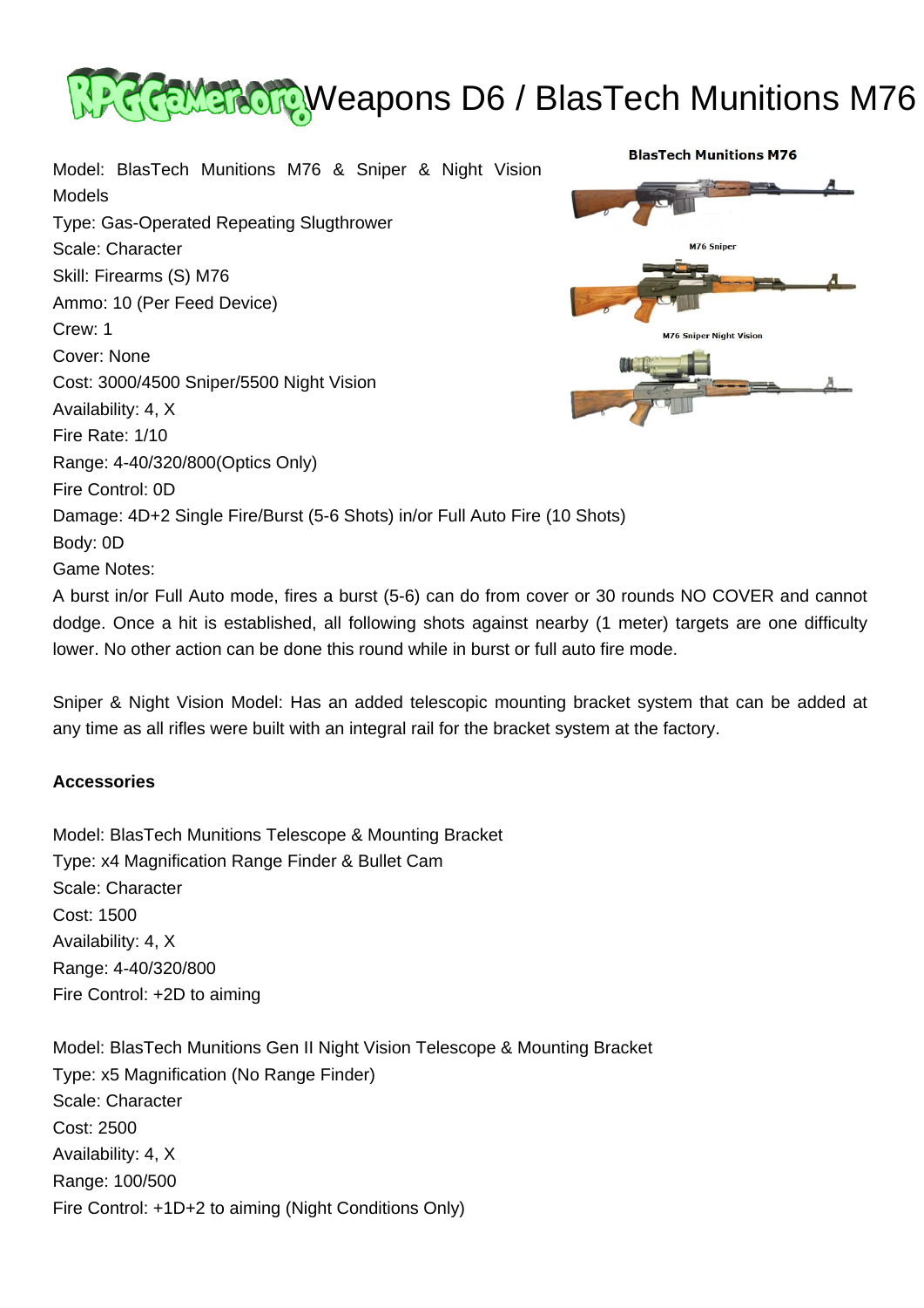# Weapons D6 / BlasTech Munitions M76

Model: BlasTech Munitions M76 & Sniper & Night Vision Models
Type: Gas-Operated Repeating Slugthrower
Scale: Character
Skill: Firearms (S) M76
Ammo: 10 (Per Feed Device)
Crew: 1
Cover: None
Cost: 3000/4500 Sniper/5500 Night Vision
Availability: 4, X
Fire Rate: 1/10
Range: 4-40/320/800(Optics Only)
Fire Control: 0D
Damage: 4D+2 Single Fire/Burst (5-6 Shots) in/or Full Auto Fire (10 Shots)
Body: 0D
Game Notes:
A burst in/or Full Auto mode, fires a burst (5-6) can do from cover or 30 rounds NO COVER and cannot dodge. Once a hit is established, all following shots against nearby (1 meter) targets are one difficulty lower. No other action can be done this round while in burst or full auto fire mode.

Sniper & Night Vision Model: Has an added telescopic mounting bracket system that can be added at any time as all rifles were built with an integral rail for the bracket system at the factory.

**Accessories**

Model: BlasTech Munitions Telescope & Mounting Bracket
Type: x4 Magnification Range Finder & Bullet Cam
Scale: Character
Cost: 1500
Availability: 4, X
Range: 4-40/320/800
Fire Control: +2D to aiming

Model: BlasTech Munitions Gen II Night Vision Telescope & Mounting Bracket
Type: x5 Magnification (No Range Finder)
Scale: Character
Cost: 2500
Availability: 4, X
Range: 100/500
Fire Control: +1D+2 to aiming (Night Conditions Only)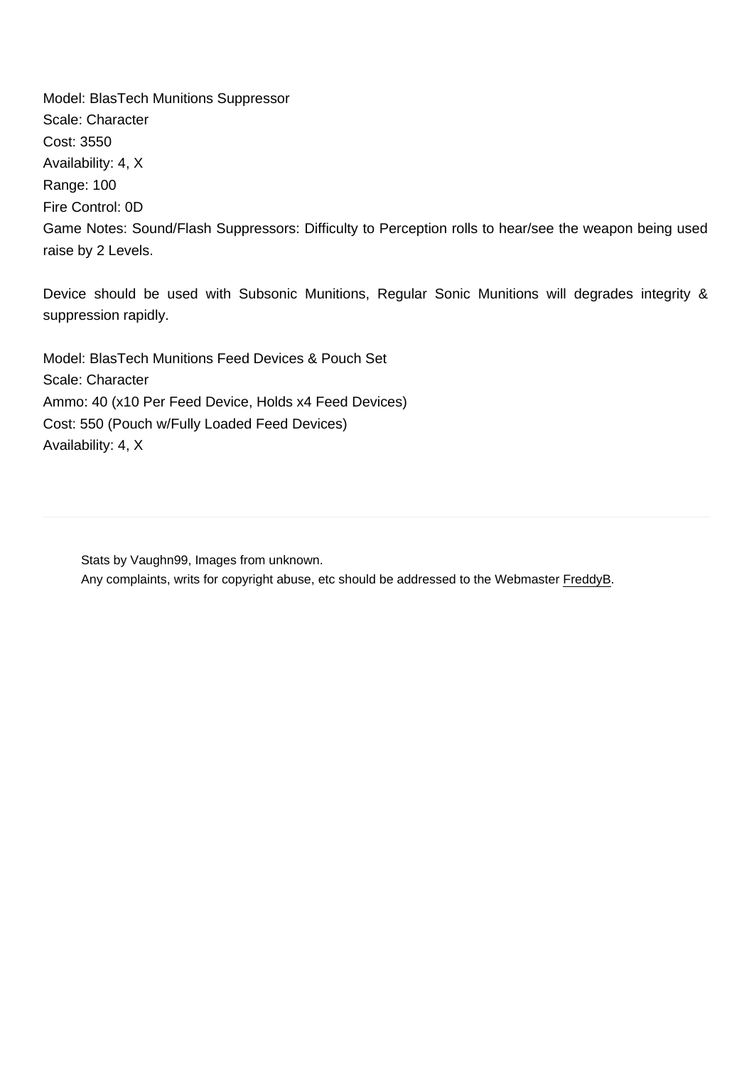Model: BlasTech Munitions Suppressor
Scale: Character
Cost: 3550
Availability: 4, X
Range: 100
Fire Control: 0D
Game Notes: Sound/Flash Suppressors: Difficulty to Perception rolls to hear/see the weapon being used raise by 2 Levels.

Device should be used with Subsonic Munitions, Regular Sonic Munitions will degrades integrity & suppression rapidly.

Model: BlasTech Munitions Feed Devices & Pouch Set
Scale: Character
Ammo: 40 (x10 Per Feed Device, Holds x4 Feed Devices)
Cost: 550 (Pouch w/Fully Loaded Feed Devices)
Availability: 4, X

---

Stats by Vaughn99, Images from unknown.
Any complaints, writs for copyright abuse, etc should be addressed to the Webmaster FreddyB.